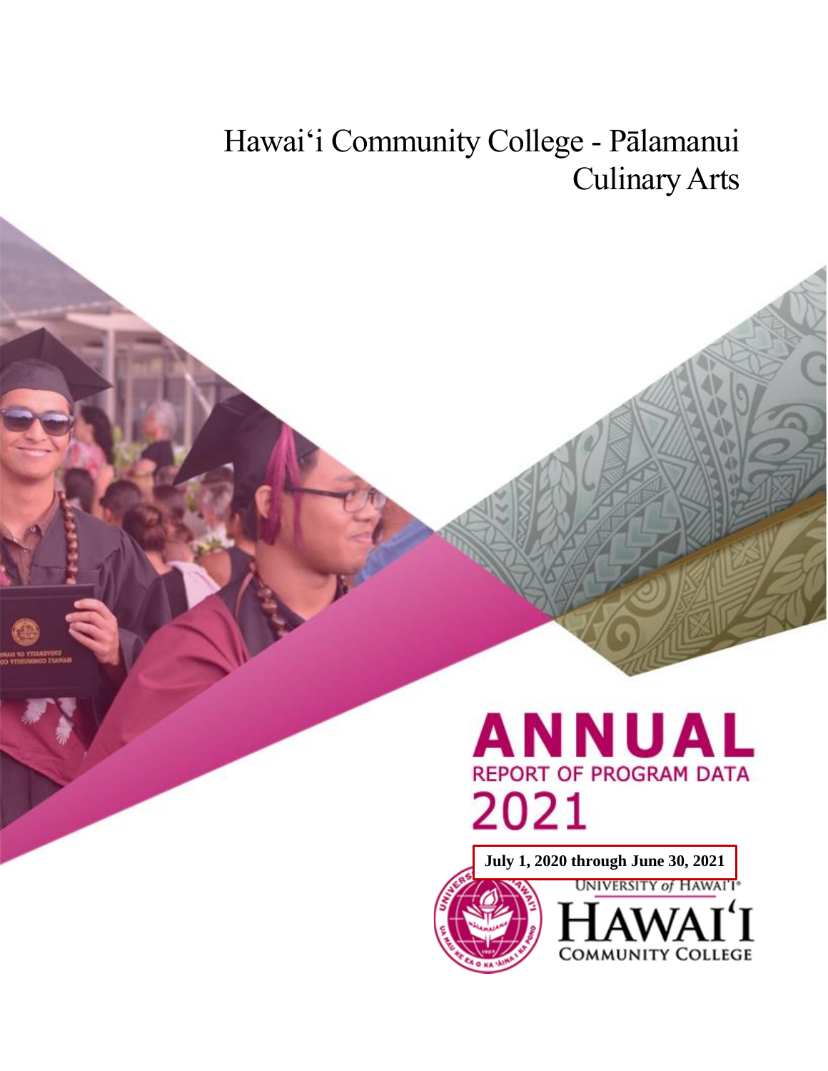# Hawaiʻi Community College - Pālamanui Culinary Arts

# ANNUAL
## REPORT OF PROGRAM DATA
## 2021

**July 1, 2020 through June 30, 2021**

UNIVERSITY of HAWAIʻI
HAWAIʻI
COMMUNITY COLLEGE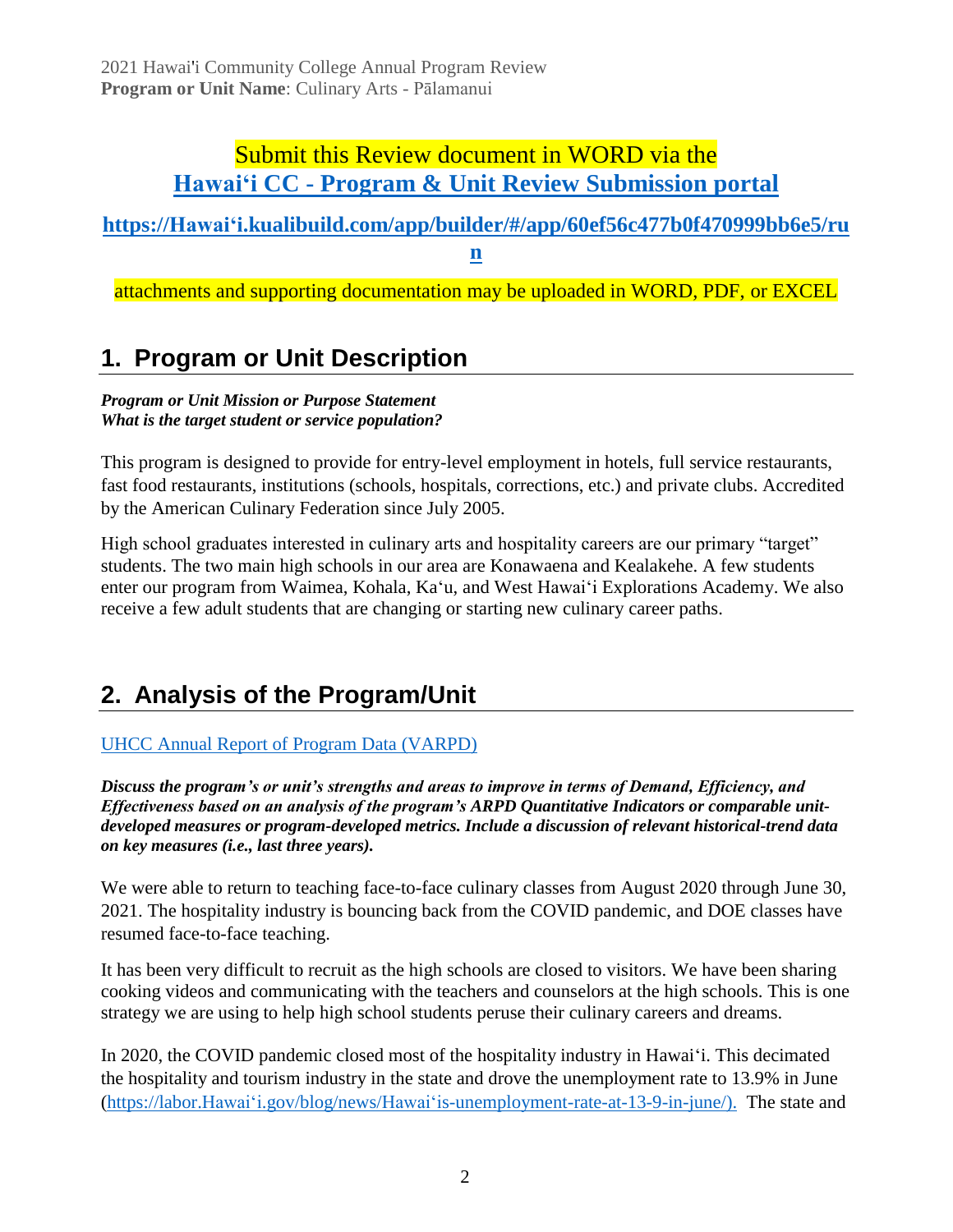Submit this Review document in WORD via the **[Hawaiʻi CC - Program & Unit Review Submission portal](https://Hawaiʻi.kualibuild.com/app/builder/#/app/60ef56c477b0f470999bb6e5/run)**

**[https://Hawaiʻi.kualibuild.com/app/builder/#/app/60ef56c477b0f470999bb6e5/run](https://Hawaiʻi.kualibuild.com/app/builder/#/app/60ef56c477b0f470999bb6e5/run)**

attachments and supporting documentation may be uploaded in WORD, PDF, or EXCEL

# 1. Program or Unit Description

***Program or Unit Mission or Purpose Statement***
***What is the target student or service population?***

This program is designed to provide for entry-level employment in hotels, full service restaurants, fast food restaurants, institutions (schools, hospitals, corrections, etc.) and private clubs. Accredited by the American Culinary Federation since July 2005.

High school graduates interested in culinary arts and hospitality careers are our primary "target" students. The two main high schools in our area are Konawaena and Kealakehe. A few students enter our program from Waimea, Kohala, Kaʻu, and West Hawaiʻi Explorations Academy. We also receive a few adult students that are changing or starting new culinary career paths.

# 2. Analysis of the Program/Unit

[UHCC Annual Report of Program Data (VARPD)]()

***Discuss the program's or unit's strengths and areas to improve in terms of Demand, Efficiency, and Effectiveness based on an analysis of the program's ARPD Quantitative Indicators or comparable unit-developed measures or program-developed metrics. Include a discussion of relevant historical-trend data on key measures (i.e., last three years).***

We were able to return to teaching face-to-face culinary classes from August 2020 through June 30, 2021. The hospitality industry is bouncing back from the COVID pandemic, and DOE classes have resumed face-to-face teaching.

It has been very difficult to recruit as the high schools are closed to visitors. We have been sharing cooking videos and communicating with the teachers and counselors at the high schools. This is one strategy we are using to help high school students peruse their culinary careers and dreams.

In 2020, the COVID pandemic closed most of the hospitality industry in Hawaiʻi. This decimated the hospitality and tourism industry in the state and drove the unemployment rate to 13.9% in June ([https://labor.Hawaiʻi.gov/blog/news/Hawaiʻis-unemployment-rate-at-13-9-in-june/).](https://labor.Hawaiʻi.gov/blog/news/Hawaiʻis-unemployment-rate-at-13-9-in-june/) The state and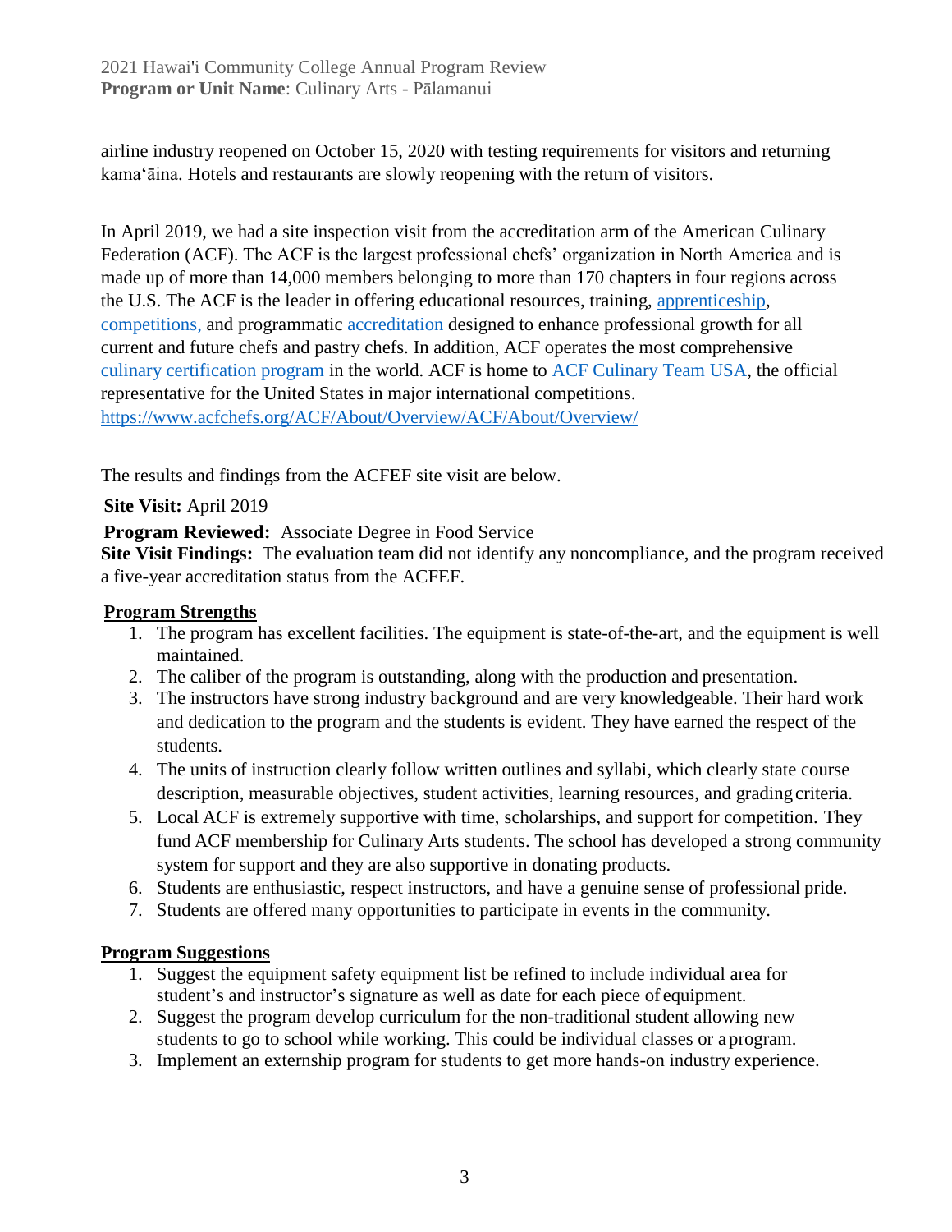airline industry reopened on October 15, 2020 with testing requirements for visitors and returning kamaʻāina. Hotels and restaurants are slowly reopening with the return of visitors.

In April 2019, we had a site inspection visit from the accreditation arm of the American Culinary Federation (ACF). The ACF is the largest professional chefs' organization in North America and is made up of more than 14,000 members belonging to more than 170 chapters in four regions across the U.S. The ACF is the leader in offering educational resources, training, apprenticeship, competitions, and programmatic accreditation designed to enhance professional growth for all current and future chefs and pastry chefs. In addition, ACF operates the most comprehensive culinary certification program in the world. ACF is home to ACF Culinary Team USA, the official representative for the United States in major international competitions. https://www.acfchefs.org/ACF/About/Overview/ACF/About/Overview/

The results and findings from the ACFEF site visit are below.

**Site Visit:** April 2019

**Program Reviewed:** Associate Degree in Food Service

**Site Visit Findings:** The evaluation team did not identify any noncompliance, and the program received a five-year accreditation status from the ACFEF.

**Program Strengths**

1. The program has excellent facilities. The equipment is state-of-the-art, and the equipment is well maintained.
2. The caliber of the program is outstanding, along with the production and presentation.
3. The instructors have strong industry background and are very knowledgeable. Their hard work and dedication to the program and the students is evident. They have earned the respect of the students.
4. The units of instruction clearly follow written outlines and syllabi, which clearly state course description, measurable objectives, student activities, learning resources, and grading criteria.
5. Local ACF is extremely supportive with time, scholarships, and support for competition. They fund ACF membership for Culinary Arts students. The school has developed a strong community system for support and they are also supportive in donating products.
6. Students are enthusiastic, respect instructors, and have a genuine sense of professional pride.
7. Students are offered many opportunities to participate in events in the community.

**Program Suggestions**

1. Suggest the equipment safety equipment list be refined to include individual area for student's and instructor's signature as well as date for each piece of equipment.
2. Suggest the program develop curriculum for the non-traditional student allowing new students to go to school while working. This could be individual classes or a program.
3. Implement an externship program for students to get more hands-on industry experience.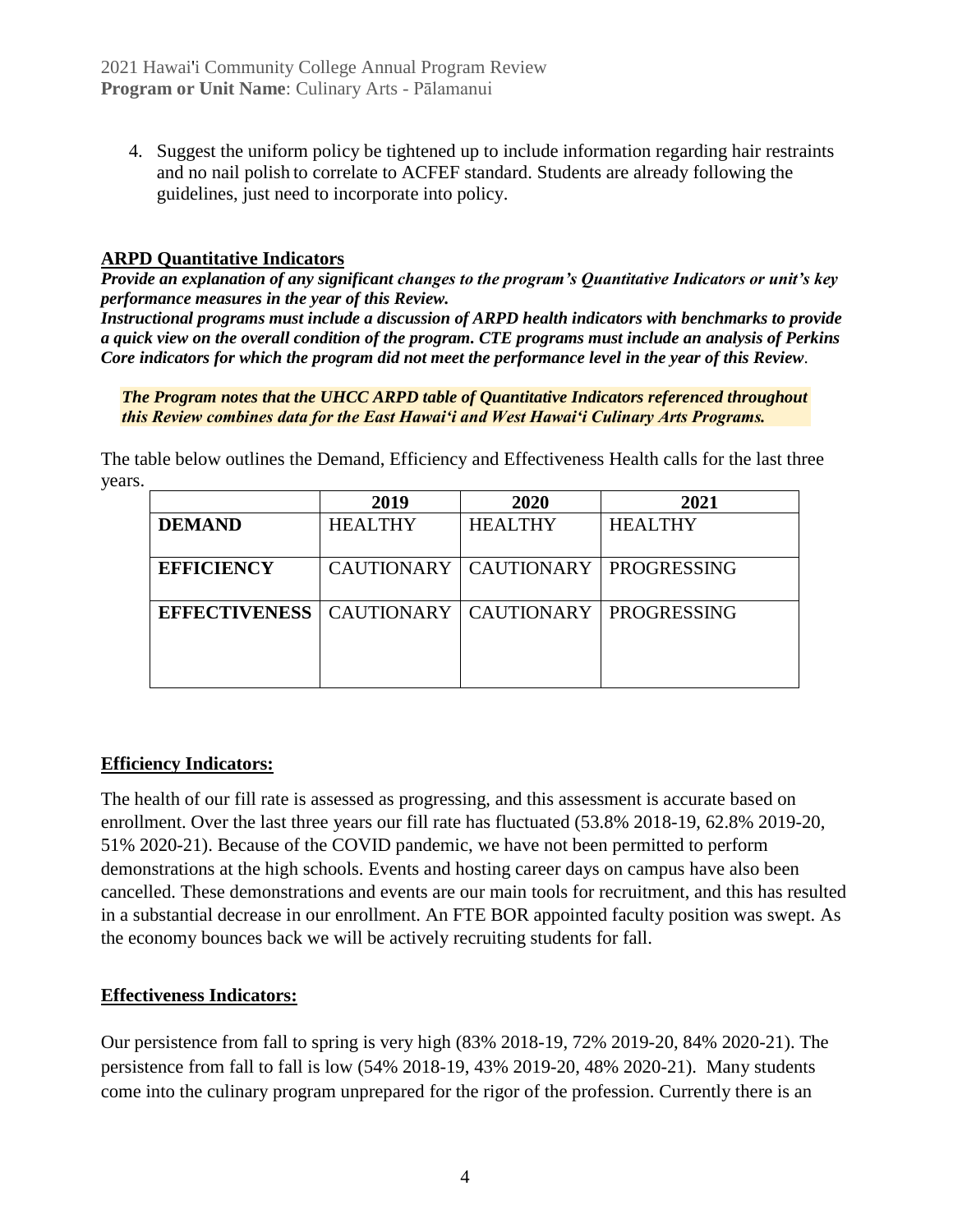4. Suggest the uniform policy be tightened up to include information regarding hair restraints and no nail polish to correlate to ACFEF standard. Students are already following the guidelines, just need to incorporate into policy.

## ARPD Quantitative Indicators

***Provide an explanation of any significant changes to the program's Quantitative Indicators or unit's key performance measures in the year of this Review.***

***Instructional programs must include a discussion of ARPD health indicators with benchmarks to provide a quick view on the overall condition of the program. CTE programs must include an analysis of Perkins Core indicators for which the program did not meet the performance level in the year of this Review.***

***The Program notes that the UHCC ARPD table of Quantitative Indicators referenced throughout this Review combines data for the East Hawaiʻi and West Hawaiʻi Culinary Arts Programs.***

The table below outlines the Demand, Efficiency and Effectiveness Health calls for the last three years.

| | 2019 | 2020 | 2021 |
|---|---|---|---|
| **DEMAND** | HEALTHY | HEALTHY | HEALTHY |
| **EFFICIENCY** | CAUTIONARY | CAUTIONARY | PROGRESSING |
| **EFFECTIVENESS** | CAUTIONARY | CAUTIONARY | PROGRESSING |

### Efficiency Indicators:

The health of our fill rate is assessed as progressing, and this assessment is accurate based on enrollment. Over the last three years our fill rate has fluctuated (53.8% 2018-19, 62.8% 2019-20, 51% 2020-21). Because of the COVID pandemic, we have not been permitted to perform demonstrations at the high schools. Events and hosting career days on campus have also been cancelled. These demonstrations and events are our main tools for recruitment, and this has resulted in a substantial decrease in our enrollment. An FTE BOR appointed faculty position was swept. As the economy bounces back we will be actively recruiting students for fall.

### Effectiveness Indicators:

Our persistence from fall to spring is very high (83% 2018-19, 72% 2019-20, 84% 2020-21). The persistence from fall to fall is low (54% 2018-19, 43% 2019-20, 48% 2020-21). Many students come into the culinary program unprepared for the rigor of the profession. Currently there is an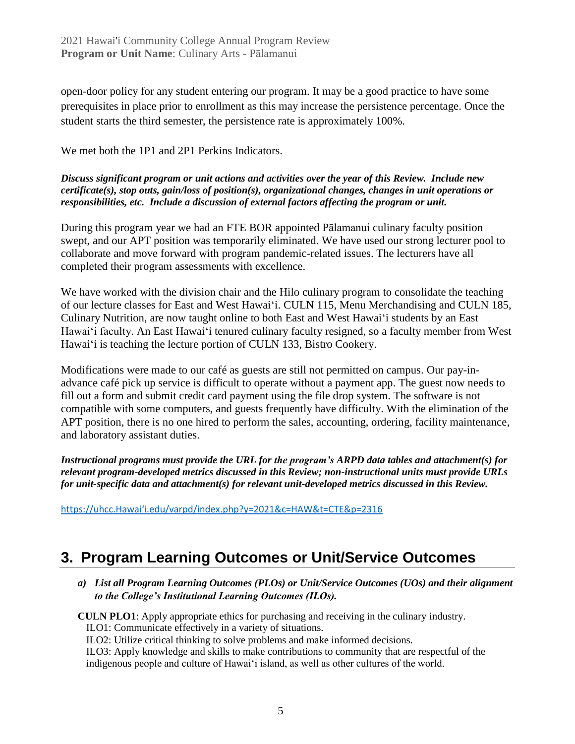open-door policy for any student entering our program. It may be a good practice to have some prerequisites in place prior to enrollment as this may increase the persistence percentage. Once the student starts the third semester, the persistence rate is approximately 100%.

We met both the 1P1 and 2P1 Perkins Indicators.

***Discuss significant program or unit actions and activities over the year of this Review. Include new certificate(s), stop outs, gain/loss of position(s), organizational changes, changes in unit operations or responsibilities, etc. Include a discussion of external factors affecting the program or unit.***

During this program year we had an FTE BOR appointed Pālamanui culinary faculty position swept, and our APT position was temporarily eliminated. We have used our strong lecturer pool to collaborate and move forward with program pandemic-related issues. The lecturers have all completed their program assessments with excellence.

We have worked with the division chair and the Hilo culinary program to consolidate the teaching of our lecture classes for East and West Hawaiʻi. CULN 115, Menu Merchandising and CULN 185, Culinary Nutrition, are now taught online to both East and West Hawaiʻi students by an East Hawaiʻi faculty. An East Hawaiʻi tenured culinary faculty resigned, so a faculty member from West Hawaiʻi is teaching the lecture portion of CULN 133, Bistro Cookery.

Modifications were made to our café as guests are still not permitted on campus. Our pay-in-advance café pick up service is difficult to operate without a payment app. The guest now needs to fill out a form and submit credit card payment using the file drop system. The software is not compatible with some computers, and guests frequently have difficulty. With the elimination of the APT position, there is no one hired to perform the sales, accounting, ordering, facility maintenance, and laboratory assistant duties.

***Instructional programs must provide the URL for the program's ARPD data tables and attachment(s) for relevant program-developed metrics discussed in this Review; non-instructional units must provide URLs for unit-specific data and attachment(s) for relevant unit-developed metrics discussed in this Review.***

https://uhcc.Hawaiʻi.edu/varpd/index.php?y=2021&c=HAW&t=CTE&p=2316

# 3. Program Learning Outcomes or Unit/Service Outcomes

***a) List all Program Learning Outcomes (PLOs) or Unit/Service Outcomes (UOs) and their alignment to the College's Institutional Learning Outcomes (ILOs).***

**CULN PLO1**: Apply appropriate ethics for purchasing and receiving in the culinary industry.
ILO1: Communicate effectively in a variety of situations.
ILO2: Utilize critical thinking to solve problems and make informed decisions.
ILO3: Apply knowledge and skills to make contributions to community that are respectful of the indigenous people and culture of Hawaiʻi island, as well as other cultures of the world.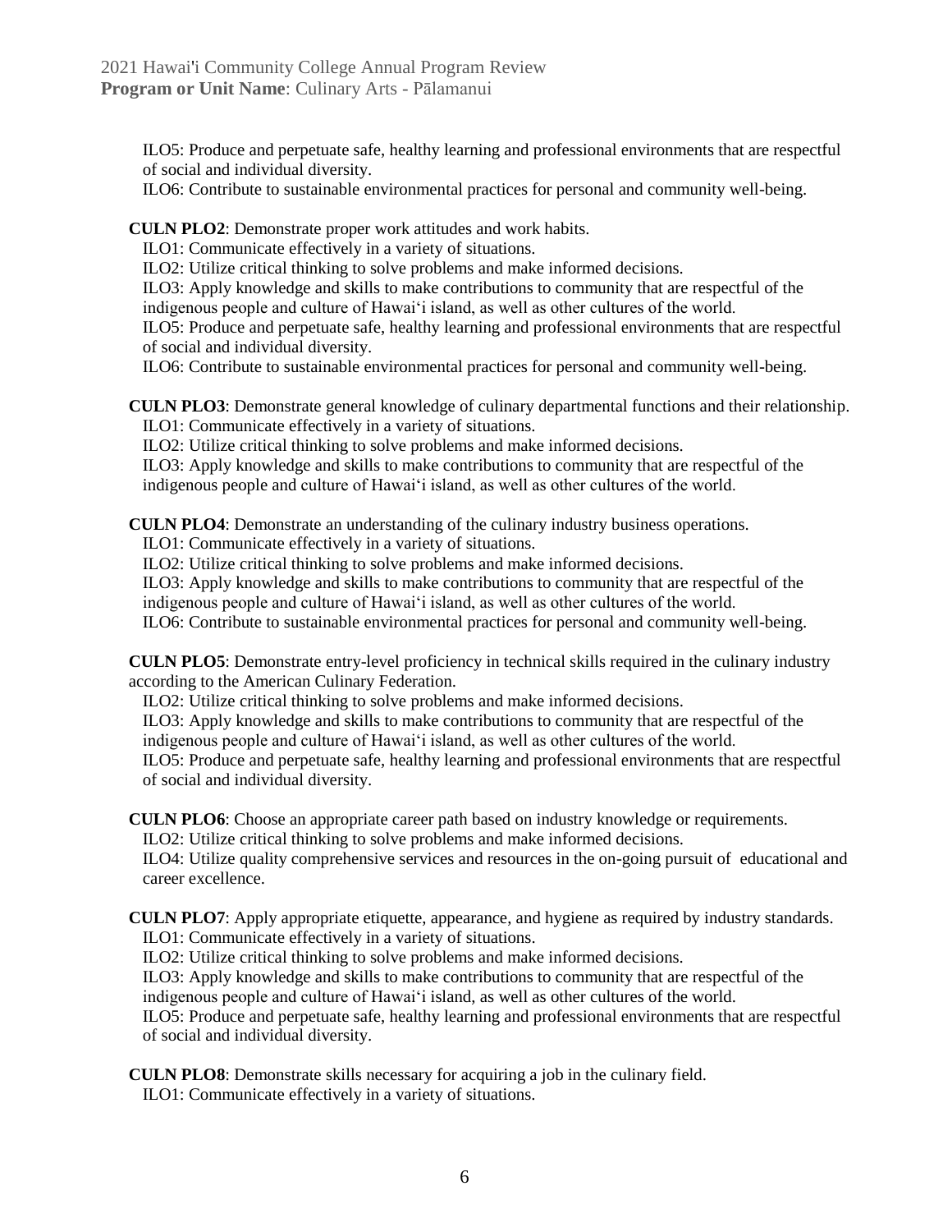ILO5: Produce and perpetuate safe, healthy learning and professional environments that are respectful of social and individual diversity.
ILO6: Contribute to sustainable environmental practices for personal and community well-being.

**CULN PLO2**: Demonstrate proper work attitudes and work habits.
ILO1: Communicate effectively in a variety of situations.
ILO2: Utilize critical thinking to solve problems and make informed decisions.
ILO3: Apply knowledge and skills to make contributions to community that are respectful of the indigenous people and culture of Hawaiʻi island, as well as other cultures of the world.
ILO5: Produce and perpetuate safe, healthy learning and professional environments that are respectful of social and individual diversity.
ILO6: Contribute to sustainable environmental practices for personal and community well-being.

**CULN PLO3**: Demonstrate general knowledge of culinary departmental functions and their relationship.
ILO1: Communicate effectively in a variety of situations.
ILO2: Utilize critical thinking to solve problems and make informed decisions.
ILO3: Apply knowledge and skills to make contributions to community that are respectful of the indigenous people and culture of Hawaiʻi island, as well as other cultures of the world.

**CULN PLO4**: Demonstrate an understanding of the culinary industry business operations.
ILO1: Communicate effectively in a variety of situations.
ILO2: Utilize critical thinking to solve problems and make informed decisions.
ILO3: Apply knowledge and skills to make contributions to community that are respectful of the indigenous people and culture of Hawaiʻi island, as well as other cultures of the world.
ILO6: Contribute to sustainable environmental practices for personal and community well-being.

**CULN PLO5**: Demonstrate entry-level proficiency in technical skills required in the culinary industry according to the American Culinary Federation.
ILO2: Utilize critical thinking to solve problems and make informed decisions.
ILO3: Apply knowledge and skills to make contributions to community that are respectful of the indigenous people and culture of Hawaiʻi island, as well as other cultures of the world.
ILO5: Produce and perpetuate safe, healthy learning and professional environments that are respectful of social and individual diversity.

**CULN PLO6**: Choose an appropriate career path based on industry knowledge or requirements.
ILO2: Utilize critical thinking to solve problems and make informed decisions.
ILO4: Utilize quality comprehensive services and resources in the on-going pursuit of educational and career excellence.

**CULN PLO7**: Apply appropriate etiquette, appearance, and hygiene as required by industry standards.
ILO1: Communicate effectively in a variety of situations.
ILO2: Utilize critical thinking to solve problems and make informed decisions.
ILO3: Apply knowledge and skills to make contributions to community that are respectful of the indigenous people and culture of Hawaiʻi island, as well as other cultures of the world.
ILO5: Produce and perpetuate safe, healthy learning and professional environments that are respectful of social and individual diversity.

**CULN PLO8**: Demonstrate skills necessary for acquiring a job in the culinary field.
ILO1: Communicate effectively in a variety of situations.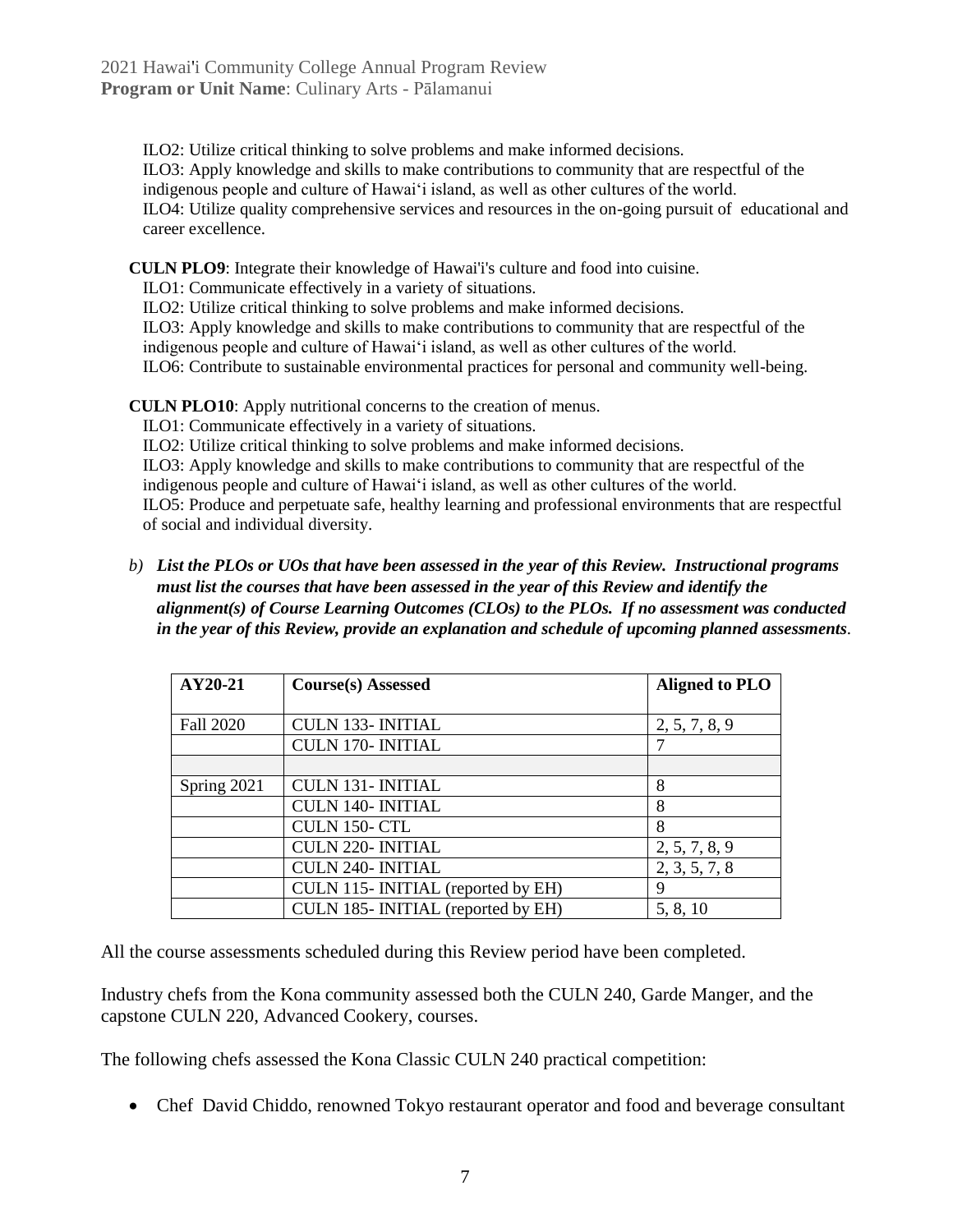ILO2: Utilize critical thinking to solve problems and make informed decisions.
ILO3: Apply knowledge and skills to make contributions to community that are respectful of the indigenous people and culture of Hawai'i island, as well as other cultures of the world.
ILO4: Utilize quality comprehensive services and resources in the on-going pursuit of educational and career excellence.

**CULN PLO9**: Integrate their knowledge of Hawai'i's culture and food into cuisine.
ILO1: Communicate effectively in a variety of situations.
ILO2: Utilize critical thinking to solve problems and make informed decisions.
ILO3: Apply knowledge and skills to make contributions to community that are respectful of the indigenous people and culture of Hawai'i island, as well as other cultures of the world.
ILO6: Contribute to sustainable environmental practices for personal and community well-being.

**CULN PLO10**: Apply nutritional concerns to the creation of menus.
ILO1: Communicate effectively in a variety of situations.
ILO2: Utilize critical thinking to solve problems and make informed decisions.
ILO3: Apply knowledge and skills to make contributions to community that are respectful of the indigenous people and culture of Hawai'i island, as well as other cultures of the world.
ILO5: Produce and perpetuate safe, healthy learning and professional environments that are respectful of social and individual diversity.

b) ***List the PLOs or UOs that have been assessed in the year of this Review. Instructional programs must list the courses that have been assessed in the year of this Review and identify the alignment(s) of Course Learning Outcomes (CLOs) to the PLOs. If no assessment was conducted in the year of this Review, provide an explanation and schedule of upcoming planned assessments.***

| AY20-21 | Course(s) Assessed | Aligned to PLO |
|---|---|---|
| Fall 2020 | CULN 133- INITIAL | 2, 5, 7, 8, 9 |
| | CULN 170- INITIAL | 7 |
| | | |
| Spring 2021 | CULN 131- INITIAL | 8 |
| | CULN 140- INITIAL | 8 |
| | CULN 150- CTL | 8 |
| | CULN 220- INITIAL | 2, 5, 7, 8, 9 |
| | CULN 240- INITIAL | 2, 3, 5, 7, 8 |
| | CULN 115- INITIAL (reported by EH) | 9 |
| | CULN 185- INITIAL (reported by EH) | 5, 8, 10 |

All the course assessments scheduled during this Review period have been completed.

Industry chefs from the Kona community assessed both the CULN 240, Garde Manger, and the capstone CULN 220, Advanced Cookery, courses.

The following chefs assessed the Kona Classic CULN 240 practical competition:

- Chef David Chiddo, renowned Tokyo restaurant operator and food and beverage consultant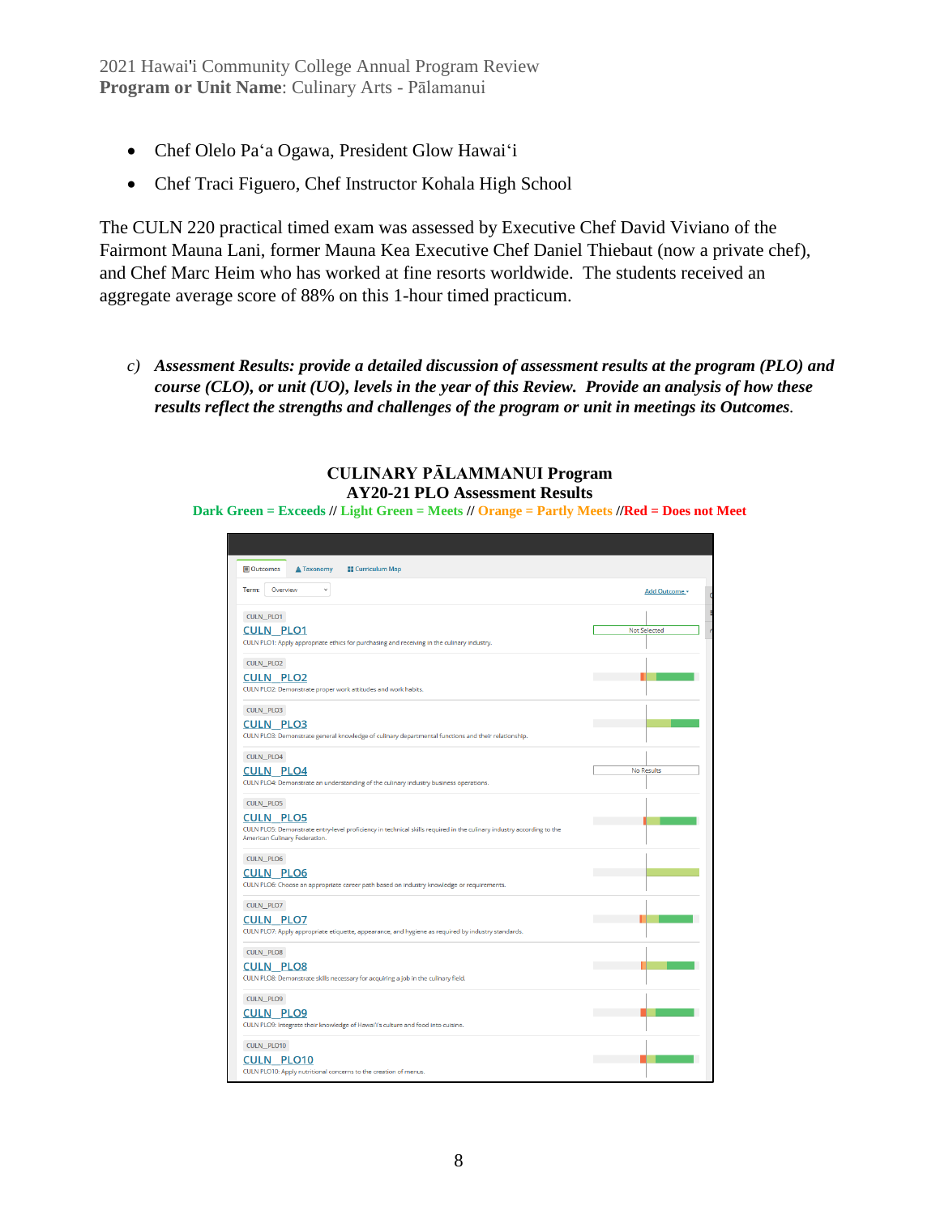- Chef Olelo Pa'a Ogawa, President Glow Hawai'i
- Chef Traci Figuero, Chef Instructor Kohala High School

The CULN 220 practical timed exam was assessed by Executive Chef David Viviano of the Fairmont Mauna Lani, former Mauna Kea Executive Chef Daniel Thiebaut (now a private chef), and Chef Marc Heim who has worked at fine resorts worldwide. The students received an aggregate average score of 88% on this 1-hour timed practicum.

c) ***Assessment Results: provide a detailed discussion of assessment results at the program (PLO) and course (CLO), or unit (UO), levels in the year of this Review. Provide an analysis of how these results reflect the strengths and challenges of the program or unit in meetings its Outcomes.***

**CULINARY PĀLAMMANUI Program**
**AY20-21 PLO Assessment Results**

**Dark Green = Exceeds // Light Green = Meets // Orange = Partly Meets //Red = Does not Meet**

Outcomes | Taxonomy | Curriculum Map

Term: Overview — Add Outcome

| Outcome | Description | Result |
|---|---|---|
| CULN_PLO1 | CULN PLO1: Apply appropriate ethics for purchasing and receiving in the culinary industry. | Not Selected |
| CULN_PLO2 | CULN PLO2: Demonstrate proper work attitudes and work habits. | |
| CULN_PLO3 | CULN PLO3: Demonstrate general knowledge of culinary departmental functions and their relationship. | |
| CULN_PLO4 | CULN PLO4: Demonstrate an understanding of the culinary industry business operations. | No Results |
| CULN_PLO5 | CULN PLO5: Demonstrate entry-level proficiency in technical skills required in the culinary industry according to the American Culinary Federation. | |
| CULN_PLO6 | CULN PLO6: Choose an appropriate career path based on industry knowledge or requirements. | |
| CULN_PLO7 | CULN PLO7: Apply appropriate etiquette, appearance, and hygiene as required by industry standards. | |
| CULN_PLO8 | CULN PLO8: Demonstrate skills necessary for acquiring a job in the culinary field. | |
| CULN_PLO9 | CULN PLO9: Integrate their knowledge of Hawai'i's culture and food into cuisine. | |
| CULN_PLO10 | CULN PLO10: Apply nutritional concerns to the creation of menus. | |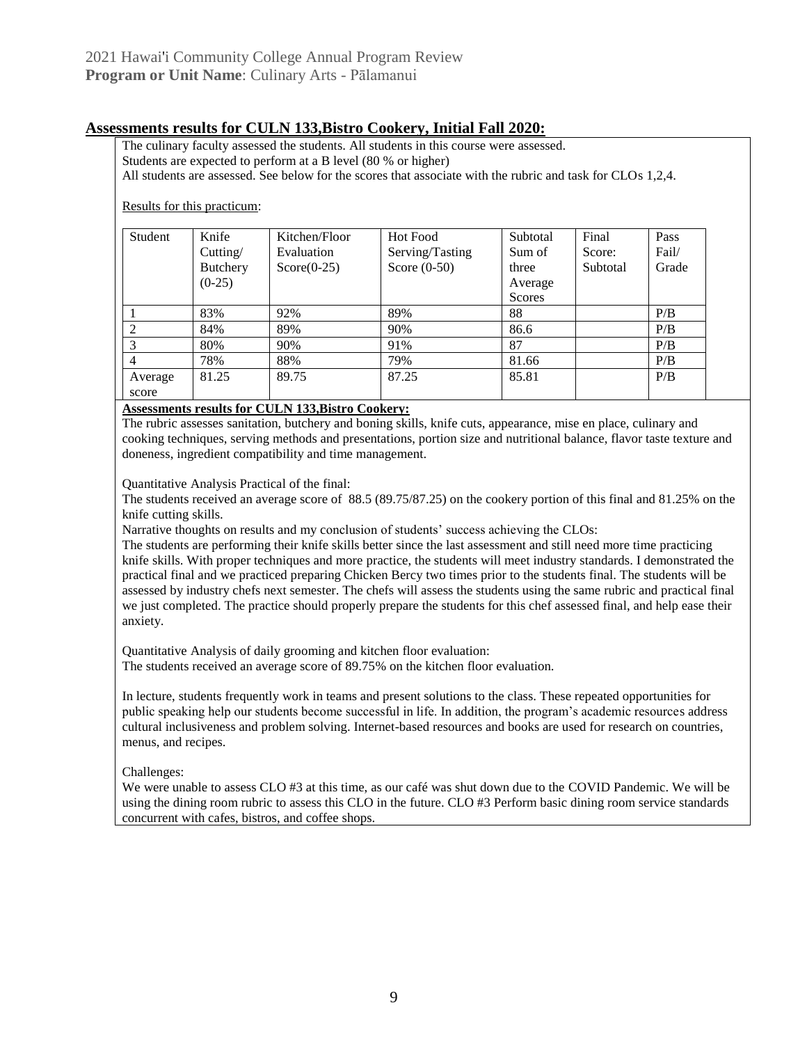## Assessments results for CULN 133,Bistro Cookery, Initial Fall 2020:

The culinary faculty assessed the students. All students in this course were assessed.
Students are expected to perform at a B level (80 % or higher)
All students are assessed. See below for the scores that associate with the rubric and task for CLOs 1,2,4.

Results for this practicum:

| Student | Knife Cutting/ Butchery (0-25) | Kitchen/Floor Evaluation Score(0-25) | Hot Food Serving/Tasting Score (0-50) | Subtotal Sum of three Average Scores | Final Score: Subtotal | Pass Fail/ Grade |
|---|---|---|---|---|---|---|
| 1 | 83% | 92% | 89% | 88 | | P/B |
| 2 | 84% | 89% | 90% | 86.6 | | P/B |
| 3 | 80% | 90% | 91% | 87 | | P/B |
| 4 | 78% | 88% | 79% | 81.66 | | P/B |
| Average score | 81.25 | 89.75 | 87.25 | 85.81 | | P/B |

**Assessments results for CULN 133,Bistro Cookery:**

The rubric assesses sanitation, butchery and boning skills, knife cuts, appearance, mise en place, culinary and cooking techniques, serving methods and presentations, portion size and nutritional balance, flavor taste texture and doneness, ingredient compatibility and time management.

Quantitative Analysis Practical of the final:
The students received an average score of 88.5 (89.75/87.25) on the cookery portion of this final and 81.25% on the knife cutting skills.
Narrative thoughts on results and my conclusion of students' success achieving the CLOs:
The students are performing their knife skills better since the last assessment and still need more time practicing knife skills. With proper techniques and more practice, the students will meet industry standards. I demonstrated the practical final and we practiced preparing Chicken Bercy two times prior to the students final. The students will be assessed by industry chefs next semester. The chefs will assess the students using the same rubric and practical final we just completed. The practice should properly prepare the students for this chef assessed final, and help ease their anxiety.

Quantitative Analysis of daily grooming and kitchen floor evaluation:
The students received an average score of 89.75% on the kitchen floor evaluation.

In lecture, students frequently work in teams and present solutions to the class. These repeated opportunities for public speaking help our students become successful in life. In addition, the program's academic resources address cultural inclusiveness and problem solving. Internet-based resources and books are used for research on countries, menus, and recipes.

Challenges:
We were unable to assess CLO #3 at this time, as our café was shut down due to the COVID Pandemic. We will be using the dining room rubric to assess this CLO in the future. CLO #3 Perform basic dining room service standards concurrent with cafes, bistros, and coffee shops.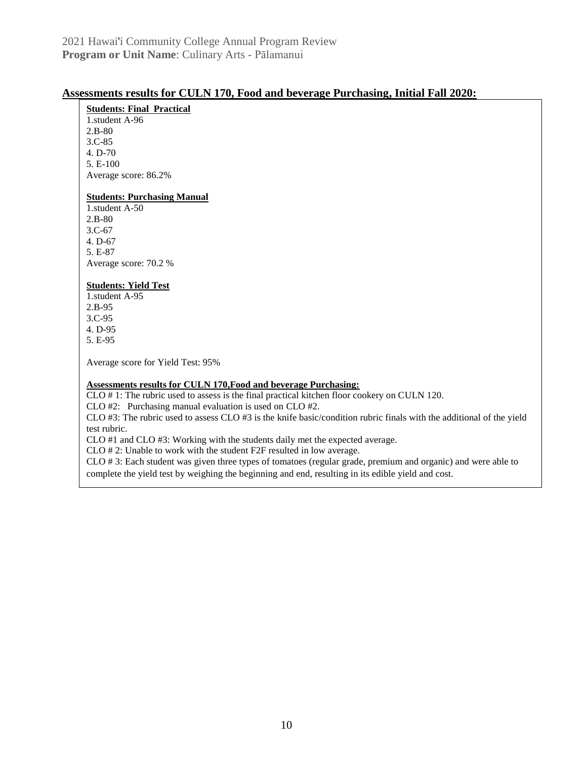## Assessments results for CULN 170, Food and beverage Purchasing, Initial Fall 2020:

**Students: Final Practical**

1.student A-96
2.B-80
3.C-85
4. D-70
5. E-100
Average score: 86.2%

**Students: Purchasing Manual**

1.student A-50
2.B-80
3.C-67
4. D-67
5. E-87
Average score: 70.2 %

**Students: Yield Test**

1.student A-95
2.B-95
3.C-95
4. D-95
5. E-95

Average score for Yield Test: 95%

**Assessments results for CULN 170,Food and beverage Purchasing:**

CLO # 1: The rubric used to assess is the final practical kitchen floor cookery on CULN 120.
CLO #2: Purchasing manual evaluation is used on CLO #2.
CLO #3: The rubric used to assess CLO #3 is the knife basic/condition rubric finals with the additional of the yield test rubric.
CLO #1 and CLO #3: Working with the students daily met the expected average.
CLO # 2: Unable to work with the student F2F resulted in low average.
CLO # 3: Each student was given three types of tomatoes (regular grade, premium and organic) and were able to complete the yield test by weighing the beginning and end, resulting in its edible yield and cost.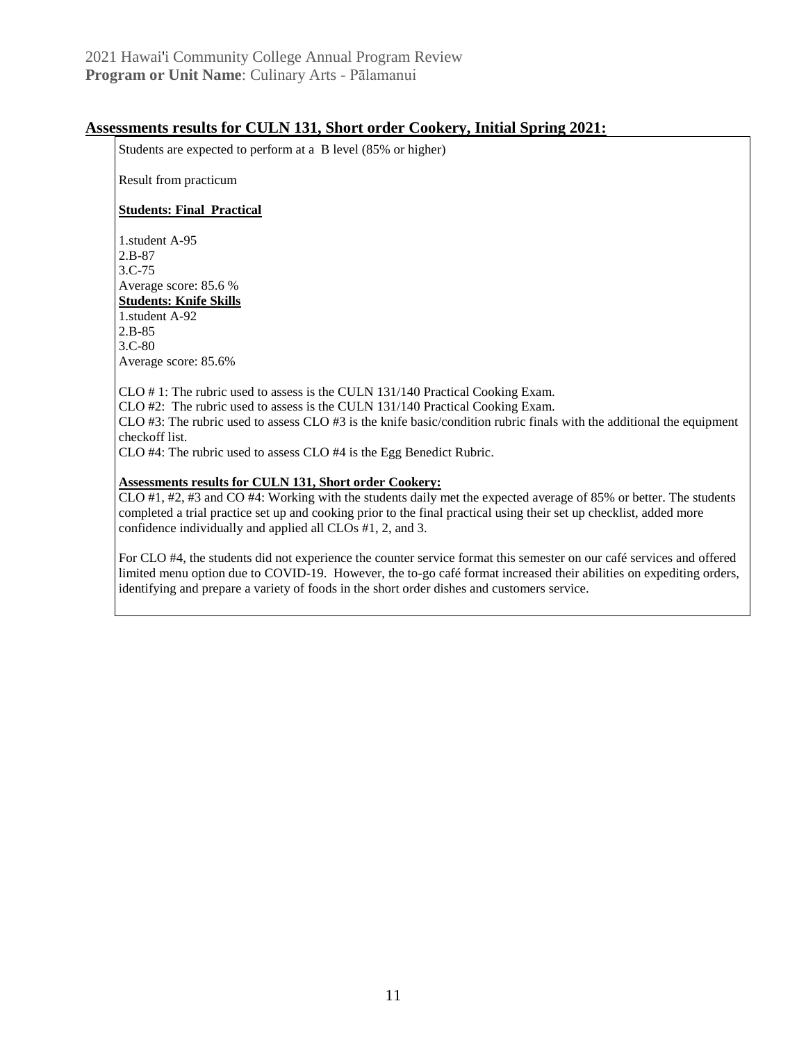## Assessments results for CULN 131, Short order Cookery, Initial Spring 2021:

Students are expected to perform at a B level (85% or higher)

Result from practicum

**Students: Final Practical**

1.student A-95
2.B-87
3.C-75
Average score: 85.6 %

**Students: Knife Skills**

1.student A-92
2.B-85
3.C-80
Average score: 85.6%

CLO # 1: The rubric used to assess is the CULN 131/140 Practical Cooking Exam.
CLO #2: The rubric used to assess is the CULN 131/140 Practical Cooking Exam.
CLO #3: The rubric used to assess CLO #3 is the knife basic/condition rubric finals with the additional the equipment checkoff list.
CLO #4: The rubric used to assess CLO #4 is the Egg Benedict Rubric.

**Assessments results for CULN 131, Short order Cookery:**

CLO #1, #2, #3 and CO #4: Working with the students daily met the expected average of 85% or better. The students completed a trial practice set up and cooking prior to the final practical using their set up checklist, added more confidence individually and applied all CLOs #1, 2, and 3.

For CLO #4, the students did not experience the counter service format this semester on our café services and offered limited menu option due to COVID-19. However, the to-go café format increased their abilities on expediting orders, identifying and prepare a variety of foods in the short order dishes and customers service.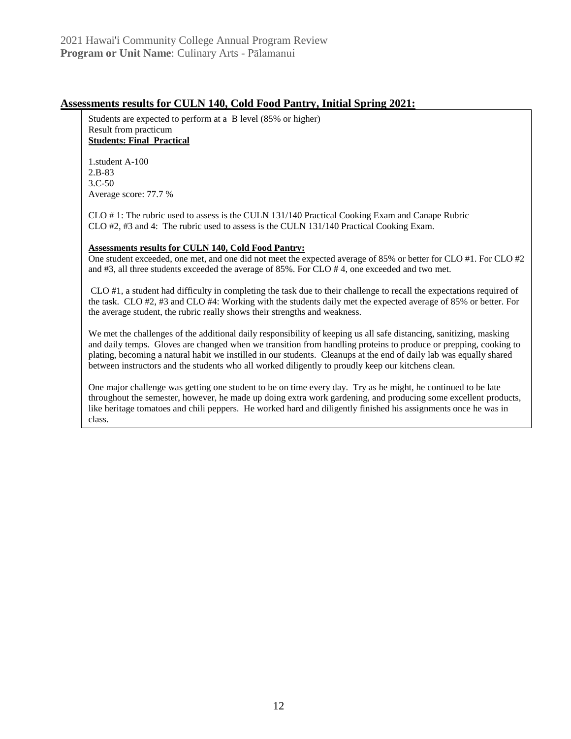## Assessments results for CULN 140, Cold Food Pantry, Initial Spring 2021:

Students are expected to perform at a B level (85% or higher)
Result from practicum
**Students: Final Practical**

1.student A-100
2.B-83
3.C-50
Average score: 77.7 %

CLO # 1: The rubric used to assess is the CULN 131/140 Practical Cooking Exam and Canape Rubric
CLO #2, #3 and 4: The rubric used to assess is the CULN 131/140 Practical Cooking Exam.

**Assessments results for CULN 140, Cold Food Pantry:**
One student exceeded, one met, and one did not meet the expected average of 85% or better for CLO #1. For CLO #2 and #3, all three students exceeded the average of 85%. For CLO # 4, one exceeded and two met.

CLO #1, a student had difficulty in completing the task due to their challenge to recall the expectations required of the task. CLO #2, #3 and CLO #4: Working with the students daily met the expected average of 85% or better. For the average student, the rubric really shows their strengths and weakness.

We met the challenges of the additional daily responsibility of keeping us all safe distancing, sanitizing, masking and daily temps. Gloves are changed when we transition from handling proteins to produce or prepping, cooking to plating, becoming a natural habit we instilled in our students. Cleanups at the end of daily lab was equally shared between instructors and the students who all worked diligently to proudly keep our kitchens clean.

One major challenge was getting one student to be on time every day. Try as he might, he continued to be late throughout the semester, however, he made up doing extra work gardening, and producing some excellent products, like heritage tomatoes and chili peppers. He worked hard and diligently finished his assignments once he was in class.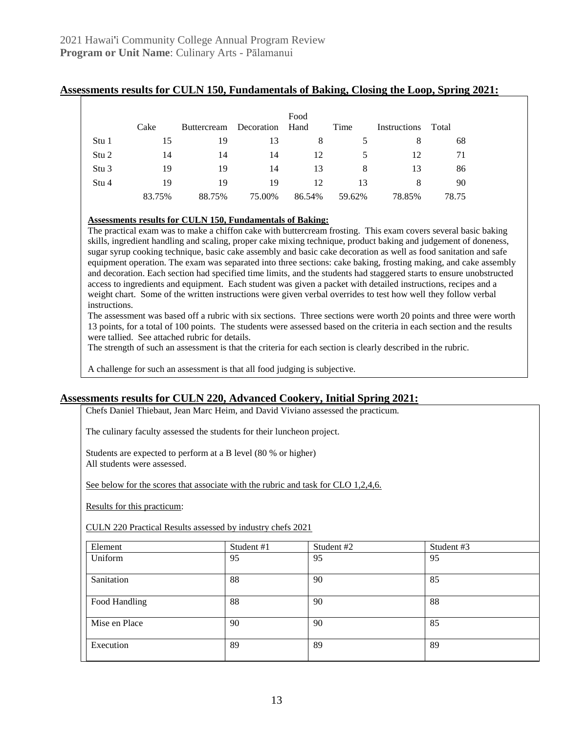## Assessments results for CULN 150, Fundamentals of Baking, Closing the Loop, Spring 2021:

| | Cake | Buttercream | Decoration | Food Hand | Time | Instructions | Total |
|---|---|---|---|---|---|---|---|
| Stu 1 | 15 | 19 | 13 | 8 | 5 | 8 | 68 |
| Stu 2 | 14 | 14 | 14 | 12 | 5 | 12 | 71 |
| Stu 3 | 19 | 19 | 14 | 13 | 8 | 13 | 86 |
| Stu 4 | 19 | 19 | 19 | 12 | 13 | 8 | 90 |
| | 83.75% | 88.75% | 75.00% | 86.54% | 59.62% | 78.85% | 78.75 |

**Assessments results for CULN 150, Fundamentals of Baking:**

The practical exam was to make a chiffon cake with buttercream frosting. This exam covers several basic baking skills, ingredient handling and scaling, proper cake mixing technique, product baking and judgement of doneness, sugar syrup cooking technique, basic cake assembly and basic cake decoration as well as food sanitation and safe equipment operation. The exam was separated into three sections: cake baking, frosting making, and cake assembly and decoration. Each section had specified time limits, and the students had staggered starts to ensure unobstructed access to ingredients and equipment. Each student was given a packet with detailed instructions, recipes and a weight chart. Some of the written instructions were given verbal overrides to test how well they follow verbal instructions.

The assessment was based off a rubric with six sections. Three sections were worth 20 points and three were worth 13 points, for a total of 100 points. The students were assessed based on the criteria in each section and the results were tallied. See attached rubric for details.

The strength of such an assessment is that the criteria for each section is clearly described in the rubric.

A challenge for such an assessment is that all food judging is subjective.

## Assessments results for CULN 220, Advanced Cookery, Initial Spring 2021:

Chefs Daniel Thiebaut, Jean Marc Heim, and David Viviano assessed the practicum.

The culinary faculty assessed the students for their luncheon project.

Students are expected to perform at a B level (80 % or higher)
All students were assessed.

See below for the scores that associate with the rubric and task for CLO 1,2,4,6.

Results for this practicum:

CULN 220 Practical Results assessed by industry chefs 2021

| Element | Student #1 | Student #2 | Student #3 |
|---|---|---|---|
| Uniform | 95 | 95 | 95 |
| Sanitation | 88 | 90 | 85 |
| Food Handling | 88 | 90 | 88 |
| Mise en Place | 90 | 90 | 85 |
| Execution | 89 | 89 | 89 |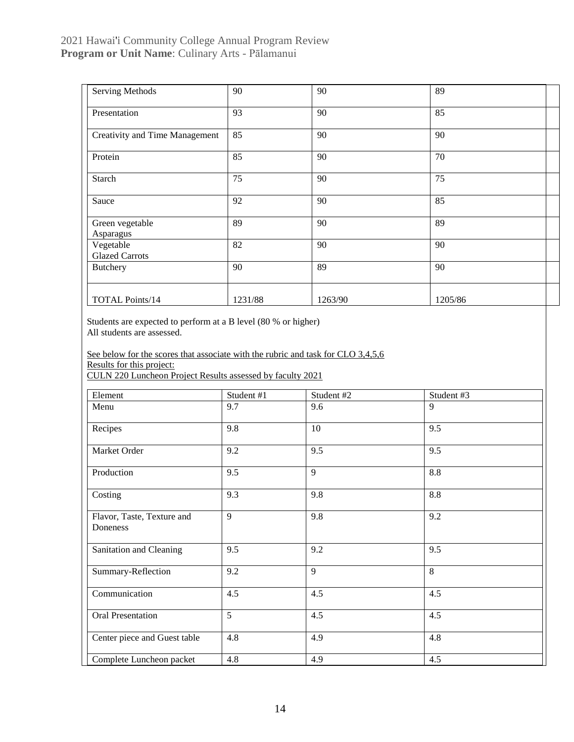| Serving Methods | 90 | 90 | 89 | |
|---|---|---|---|---|
| Presentation | 93 | 90 | 85 | |
| Creativity and Time Management | 85 | 90 | 90 | |
| Protein | 85 | 90 | 70 | |
| Starch | 75 | 90 | 75 | |
| Sauce | 92 | 90 | 85 | |
| Green vegetable Asparagus | 89 | 90 | 89 | |
| Vegetable Glazed Carrots | 82 | 90 | 90 | |
| Butchery | 90 | 89 | 90 | |
| TOTAL Points/14 | 1231/88 | 1263/90 | 1205/86 | |

Students are expected to perform at a B level (80 % or higher)
All students are assessed.

See below for the scores that associate with the rubric and task for CLO 3,4,5,6
Results for this project:
CULN 220 Luncheon Project Results assessed by faculty 2021

| Element | Student #1 | Student #2 | Student #3 |
|---|---|---|---|
| Menu | 9.7 | 9.6 | 9 |
| Recipes | 9.8 | 10 | 9.5 |
| Market Order | 9.2 | 9.5 | 9.5 |
| Production | 9.5 | 9 | 8.8 |
| Costing | 9.3 | 9.8 | 8.8 |
| Flavor, Taste, Texture and Doneness | 9 | 9.8 | 9.2 |
| Sanitation and Cleaning | 9.5 | 9.2 | 9.5 |
| Summary-Reflection | 9.2 | 9 | 8 |
| Communication | 4.5 | 4.5 | 4.5 |
| Oral Presentation | 5 | 4.5 | 4.5 |
| Center piece and Guest table | 4.8 | 4.9 | 4.8 |
| Complete Luncheon packet | 4.8 | 4.9 | 4.5 |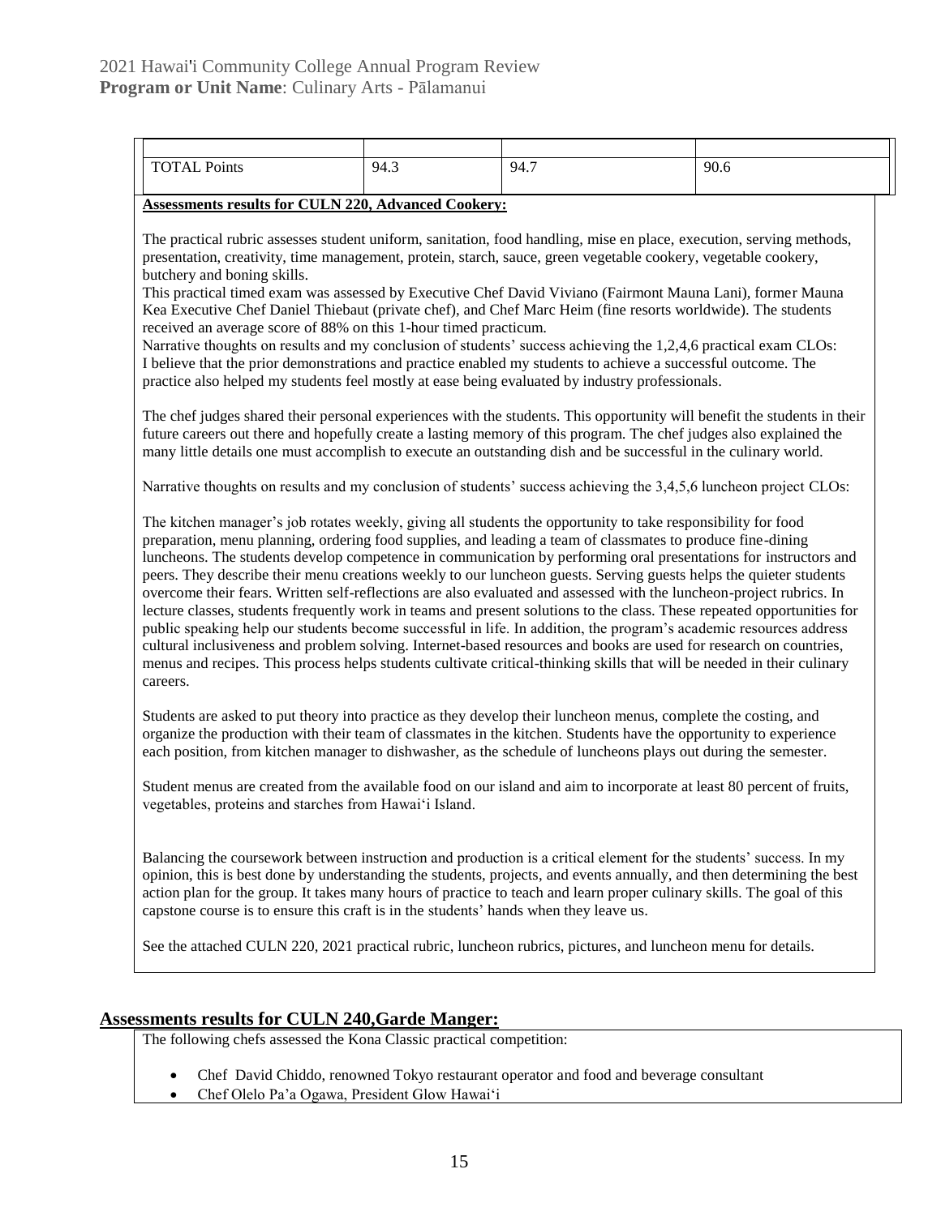| | | | |
|---|---|---|---|
| TOTAL Points | 94.3 | 94.7 | 90.6 |

**Assessments results for CULN 220, Advanced Cookery:**

The practical rubric assesses student uniform, sanitation, food handling, mise en place, execution, serving methods, presentation, creativity, time management, protein, starch, sauce, green vegetable cookery, vegetable cookery, butchery and boning skills.
This practical timed exam was assessed by Executive Chef David Viviano (Fairmont Mauna Lani), former Mauna Kea Executive Chef Daniel Thiebaut (private chef), and Chef Marc Heim (fine resorts worldwide). The students received an average score of 88% on this 1-hour timed practicum.
Narrative thoughts on results and my conclusion of students' success achieving the 1,2,4,6 practical exam CLOs:
I believe that the prior demonstrations and practice enabled my students to achieve a successful outcome. The practice also helped my students feel mostly at ease being evaluated by industry professionals.

The chef judges shared their personal experiences with the students. This opportunity will benefit the students in their future careers out there and hopefully create a lasting memory of this program. The chef judges also explained the many little details one must accomplish to execute an outstanding dish and be successful in the culinary world.

Narrative thoughts on results and my conclusion of students' success achieving the 3,4,5,6 luncheon project CLOs:

The kitchen manager's job rotates weekly, giving all students the opportunity to take responsibility for food preparation, menu planning, ordering food supplies, and leading a team of classmates to produce fine-dining luncheons. The students develop competence in communication by performing oral presentations for instructors and peers. They describe their menu creations weekly to our luncheon guests. Serving guests helps the quieter students overcome their fears. Written self-reflections are also evaluated and assessed with the luncheon-project rubrics. In lecture classes, students frequently work in teams and present solutions to the class. These repeated opportunities for public speaking help our students become successful in life. In addition, the program's academic resources address cultural inclusiveness and problem solving. Internet-based resources and books are used for research on countries, menus and recipes. This process helps students cultivate critical-thinking skills that will be needed in their culinary careers.

Students are asked to put theory into practice as they develop their luncheon menus, complete the costing, and organize the production with their team of classmates in the kitchen. Students have the opportunity to experience each position, from kitchen manager to dishwasher, as the schedule of luncheons plays out during the semester.

Student menus are created from the available food on our island and aim to incorporate at least 80 percent of fruits, vegetables, proteins and starches from Hawai'i Island.

Balancing the coursework between instruction and production is a critical element for the students' success. In my opinion, this is best done by understanding the students, projects, and events annually, and then determining the best action plan for the group. It takes many hours of practice to teach and learn proper culinary skills. The goal of this capstone course is to ensure this craft is in the students' hands when they leave us.

See the attached CULN 220, 2021 practical rubric, luncheon rubrics, pictures, and luncheon menu for details.

## Assessments results for CULN 240,Garde Manger:

The following chefs assessed the Kona Classic practical competition:

- Chef David Chiddo, renowned Tokyo restaurant operator and food and beverage consultant
- Chef Olelo Pa'a Ogawa, President Glow Hawai'i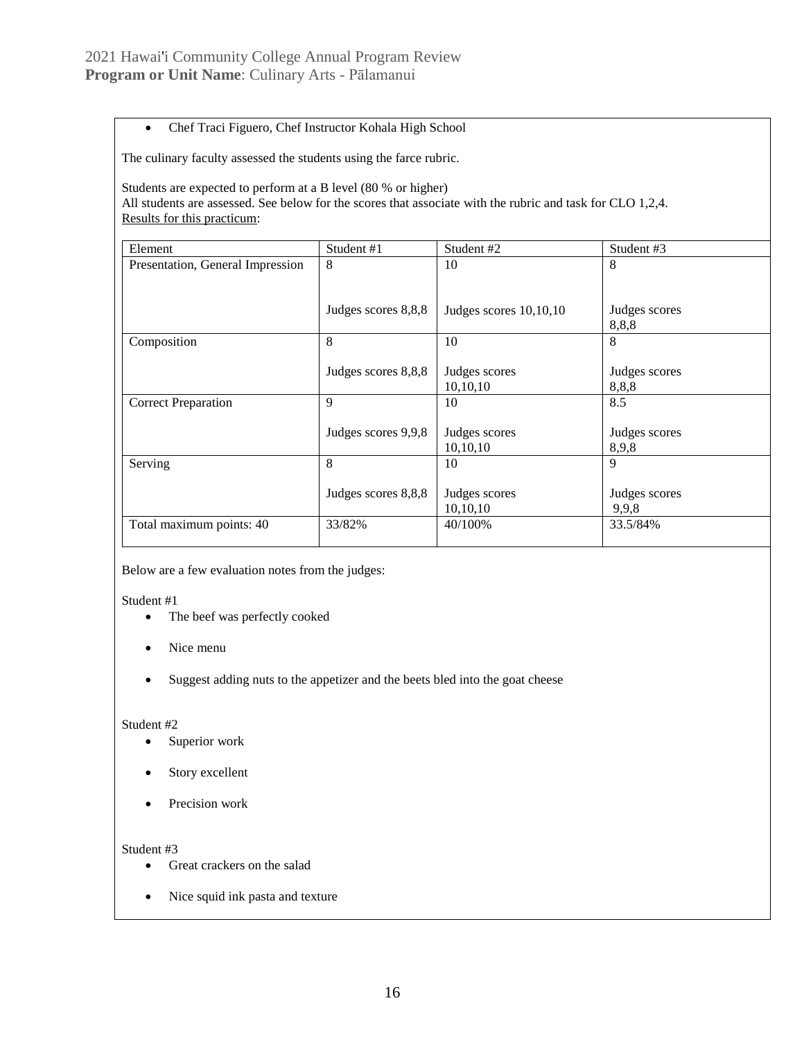- Chef Traci Figuero, Chef Instructor Kohala High School

The culinary faculty assessed the students using the farce rubric.

Students are expected to perform at a B level (80 % or higher)
All students are assessed. See below for the scores that associate with the rubric and task for CLO 1,2,4.
Results for this practicum:

| Element | Student #1 | Student #2 | Student #3 |
|---|---|---|---|
| Presentation, General Impression | 8<br><br>Judges scores 8,8,8 | 10<br><br>Judges scores 10,10,10 | 8<br><br>Judges scores 8,8,8 |
| Composition | 8<br><br>Judges scores 8,8,8 | 10<br><br>Judges scores 10,10,10 | 8<br><br>Judges scores 8,8,8 |
| Correct Preparation | 9<br><br>Judges scores 9,9,8 | 10<br><br>Judges scores 10,10,10 | 8.5<br><br>Judges scores 8,9,8 |
| Serving | 8<br><br>Judges scores 8,8,8 | 10<br><br>Judges scores 10,10,10 | 9<br><br>Judges scores 9,9,8 |
| Total maximum points: 40 | 33/82% | 40/100% | 33.5/84% |

Below are a few evaluation notes from the judges:

Student #1

- The beef was perfectly cooked
- Nice menu
- Suggest adding nuts to the appetizer and the beets bled into the goat cheese

Student #2

- Superior work
- Story excellent
- Precision work

Student #3

- Great crackers on the salad
- Nice squid ink pasta and texture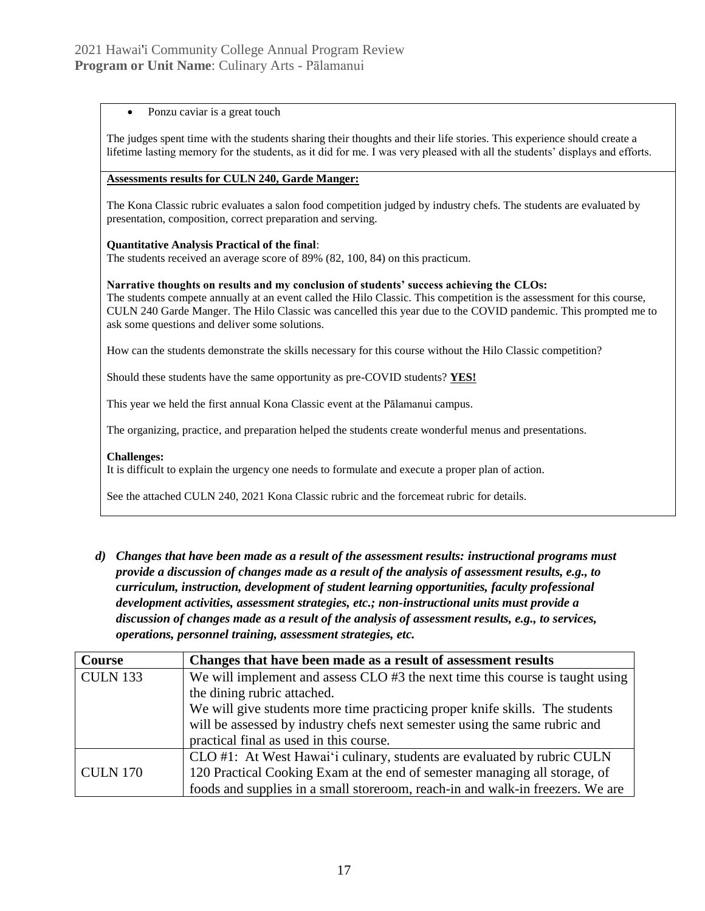- Ponzu caviar is a great touch

The judges spent time with the students sharing their thoughts and their life stories. This experience should create a lifetime lasting memory for the students, as it did for me. I was very pleased with all the students' displays and efforts.

**Assessments results for CULN 240, Garde Manger:**

The Kona Classic rubric evaluates a salon food competition judged by industry chefs. The students are evaluated by presentation, composition, correct preparation and serving.

**Quantitative Analysis Practical of the final**:
The students received an average score of 89% (82, 100, 84) on this practicum.

**Narrative thoughts on results and my conclusion of students' success achieving the CLOs:**
The students compete annually at an event called the Hilo Classic. This competition is the assessment for this course, CULN 240 Garde Manger. The Hilo Classic was cancelled this year due to the COVID pandemic. This prompted me to ask some questions and deliver some solutions.

How can the students demonstrate the skills necessary for this course without the Hilo Classic competition?

Should these students have the same opportunity as pre-COVID students? **YES!**

This year we held the first annual Kona Classic event at the Pālamanui campus.

The organizing, practice, and preparation helped the students create wonderful menus and presentations.

**Challenges:**
It is difficult to explain the urgency one needs to formulate and execute a proper plan of action.

See the attached CULN 240, 2021 Kona Classic rubric and the forcemeat rubric for details.

*d)* ***Changes that have been made as a result of the assessment results: instructional programs must provide a discussion of changes made as a result of the analysis of assessment results, e.g., to curriculum, instruction, development of student learning opportunities, faculty professional development activities, assessment strategies, etc.; non-instructional units must provide a discussion of changes made as a result of the analysis of assessment results, e.g., to services, operations, personnel training, assessment strategies, etc.***

| Course | Changes that have been made as a result of assessment results |
|---|---|
| CULN 133 | We will implement and assess CLO #3 the next time this course is taught using the dining rubric attached.<br>We will give students more time practicing proper knife skills. The students will be assessed by industry chefs next semester using the same rubric and practical final as used in this course. |
| CULN 170 | CLO #1: At West Hawaiʻi culinary, students are evaluated by rubric CULN 120 Practical Cooking Exam at the end of semester managing all storage, of foods and supplies in a small storeroom, reach-in and walk-in freezers. We are |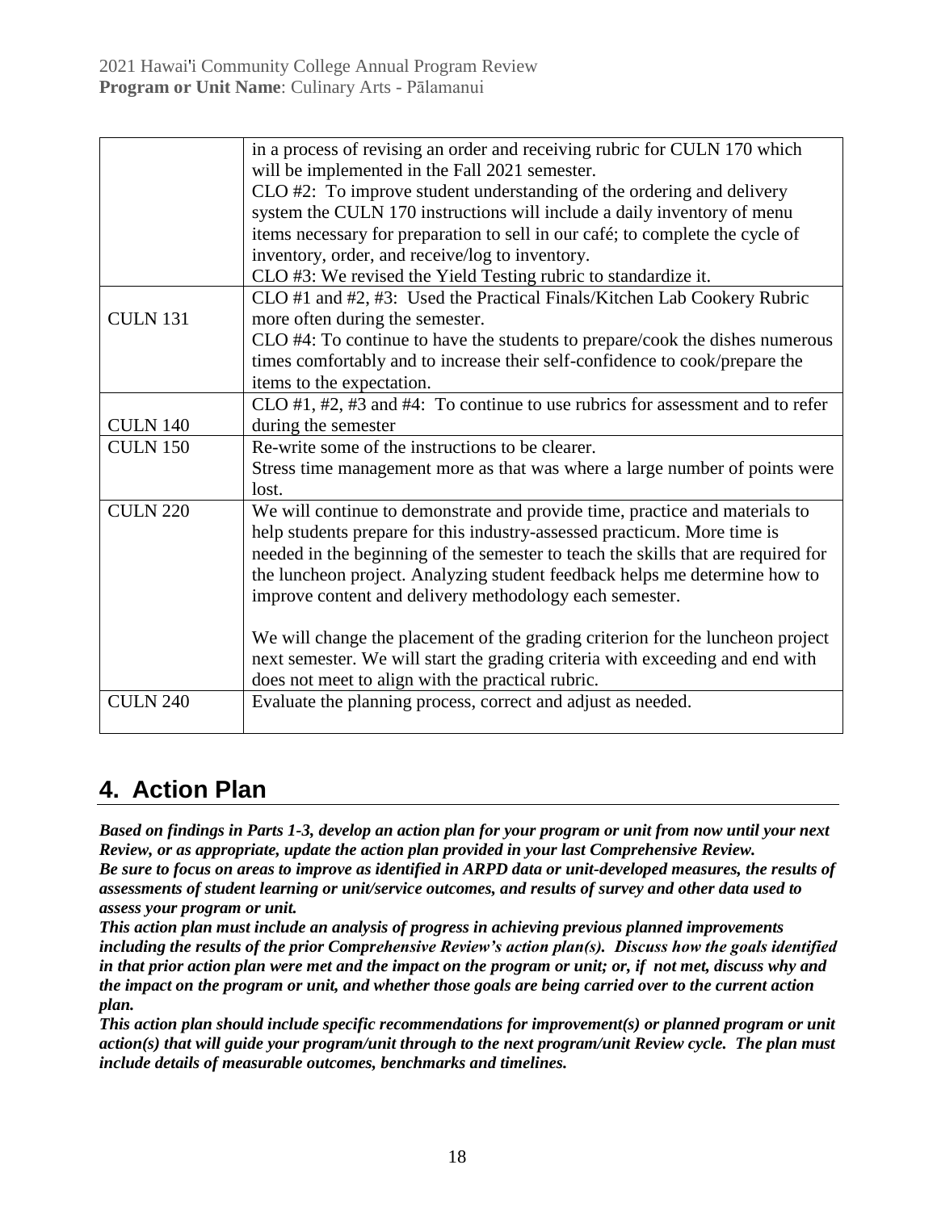| | |
|---|---|
| | in a process of revising an order and receiving rubric for CULN 170 which will be implemented in the Fall 2021 semester.<br>CLO #2: To improve student understanding of the ordering and delivery system the CULN 170 instructions will include a daily inventory of menu items necessary for preparation to sell in our café; to complete the cycle of inventory, order, and receive/log to inventory.<br>CLO #3: We revised the Yield Testing rubric to standardize it. |
| CULN 131 | CLO #1 and #2, #3: Used the Practical Finals/Kitchen Lab Cookery Rubric more often during the semester.<br>CLO #4: To continue to have the students to prepare/cook the dishes numerous times comfortably and to increase their self-confidence to cook/prepare the items to the expectation. |
| CULN 140 | CLO #1, #2, #3 and #4: To continue to use rubrics for assessment and to refer during the semester |
| CULN 150 | Re-write some of the instructions to be clearer.<br>Stress time management more as that was where a large number of points were lost. |
| CULN 220 | We will continue to demonstrate and provide time, practice and materials to help students prepare for this industry-assessed practicum. More time is needed in the beginning of the semester to teach the skills that are required for the luncheon project. Analyzing student feedback helps me determine how to improve content and delivery methodology each semester.<br><br>We will change the placement of the grading criterion for the luncheon project next semester. We will start the grading criteria with exceeding and end with does not meet to align with the practical rubric. |
| CULN 240 | Evaluate the planning process, correct and adjust as needed. |

## 4. Action Plan

***Based on findings in Parts 1-3, develop an action plan for your program or unit from now until your next Review, or as appropriate, update the action plan provided in your last Comprehensive Review.***
***Be sure to focus on areas to improve as identified in ARPD data or unit-developed measures, the results of assessments of student learning or unit/service outcomes, and results of survey and other data used to assess your program or unit.***
***This action plan must include an analysis of progress in achieving previous planned improvements including the results of the prior Comprehensive Review's action plan(s). Discuss how the goals identified in that prior action plan were met and the impact on the program or unit; or, if not met, discuss why and the impact on the program or unit, and whether those goals are being carried over to the current action plan.***
***This action plan should include specific recommendations for improvement(s) or planned program or unit action(s) that will guide your program/unit through to the next program/unit Review cycle. The plan must include details of measurable outcomes, benchmarks and timelines.***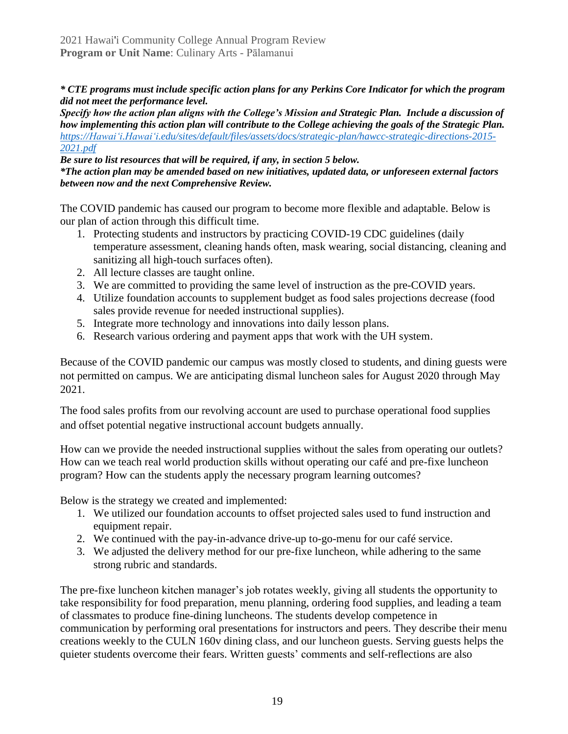***** CTE programs must include specific action plans for any Perkins Core Indicator for which the program did not meet the performance level.**
***Specify how the action plan aligns with the College's Mission and Strategic Plan. Include a discussion of how implementing this action plan will contribute to the College achieving the goals of the Strategic Plan.***
[https://Hawai'i.Hawai'i.edu/sites/default/files/assets/docs/strategic-plan/hawcc-strategic-directions-2015-2021.pdf](https://Hawai'i.Hawai'i.edu/sites/default/files/assets/docs/strategic-plan/hawcc-strategic-directions-2015-2021.pdf)
***Be sure to list resources that will be required, if any, in section 5 below.***
***\*The action plan may be amended based on new initiatives, updated data, or unforeseen external factors between now and the next Comprehensive Review.***

The COVID pandemic has caused our program to become more flexible and adaptable. Below is our plan of action through this difficult time.

1. Protecting students and instructors by practicing COVID-19 CDC guidelines (daily temperature assessment, cleaning hands often, mask wearing, social distancing, cleaning and sanitizing all high-touch surfaces often).
2. All lecture classes are taught online.
3. We are committed to providing the same level of instruction as the pre-COVID years.
4. Utilize foundation accounts to supplement budget as food sales projections decrease (food sales provide revenue for needed instructional supplies).
5. Integrate more technology and innovations into daily lesson plans.
6. Research various ordering and payment apps that work with the UH system.

Because of the COVID pandemic our campus was mostly closed to students, and dining guests were not permitted on campus. We are anticipating dismal luncheon sales for August 2020 through May 2021.

The food sales profits from our revolving account are used to purchase operational food supplies and offset potential negative instructional account budgets annually.

How can we provide the needed instructional supplies without the sales from operating our outlets? How can we teach real world production skills without operating our café and pre-fixe luncheon program? How can the students apply the necessary program learning outcomes?

Below is the strategy we created and implemented:

1. We utilized our foundation accounts to offset projected sales used to fund instruction and equipment repair.
2. We continued with the pay-in-advance drive-up to-go-menu for our café service.
3. We adjusted the delivery method for our pre-fixe luncheon, while adhering to the same strong rubric and standards.

The pre-fixe luncheon kitchen manager's job rotates weekly, giving all students the opportunity to take responsibility for food preparation, menu planning, ordering food supplies, and leading a team of classmates to produce fine-dining luncheons. The students develop competence in communication by performing oral presentations for instructors and peers. They describe their menu creations weekly to the CULN 160v dining class, and our luncheon guests. Serving guests helps the quieter students overcome their fears. Written guests' comments and self-reflections are also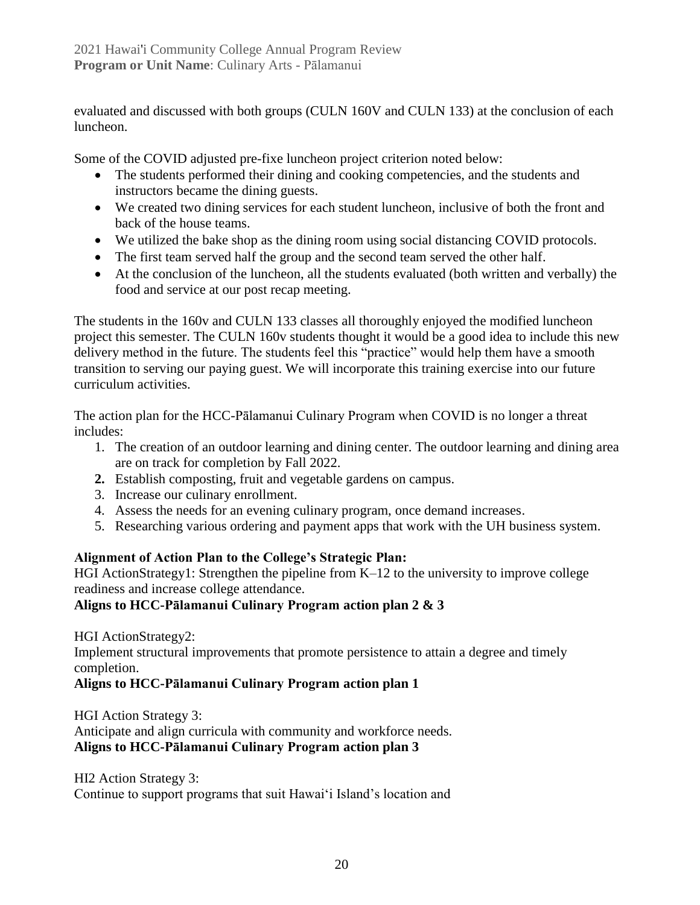evaluated and discussed with both groups (CULN 160V and CULN 133) at the conclusion of each luncheon.

Some of the COVID adjusted pre-fixe luncheon project criterion noted below:

- The students performed their dining and cooking competencies, and the students and instructors became the dining guests.
- We created two dining services for each student luncheon, inclusive of both the front and back of the house teams.
- We utilized the bake shop as the dining room using social distancing COVID protocols.
- The first team served half the group and the second team served the other half.
- At the conclusion of the luncheon, all the students evaluated (both written and verbally) the food and service at our post recap meeting.

The students in the 160v and CULN 133 classes all thoroughly enjoyed the modified luncheon project this semester. The CULN 160v students thought it would be a good idea to include this new delivery method in the future. The students feel this "practice" would help them have a smooth transition to serving our paying guest. We will incorporate this training exercise into our future curriculum activities.

The action plan for the HCC-Pālamanui Culinary Program when COVID is no longer a threat includes:

1. The creation of an outdoor learning and dining center. The outdoor learning and dining area are on track for completion by Fall 2022.
2. Establish composting, fruit and vegetable gardens on campus.
3. Increase our culinary enrollment.
4. Assess the needs for an evening culinary program, once demand increases.
5. Researching various ordering and payment apps that work with the UH business system.

**Alignment of Action Plan to the College's Strategic Plan:**

HGI ActionStrategy1: Strengthen the pipeline from K–12 to the university to improve college readiness and increase college attendance.

**Aligns to HCC-Pālamanui Culinary Program action plan 2 & 3**

HGI ActionStrategy2:

Implement structural improvements that promote persistence to attain a degree and timely completion.

**Aligns to HCC-Pālamanui Culinary Program action plan 1**

HGI Action Strategy 3:

Anticipate and align curricula with community and workforce needs.

**Aligns to HCC-Pālamanui Culinary Program action plan 3**

HI2 Action Strategy 3:

Continue to support programs that suit Hawai'i Island's location and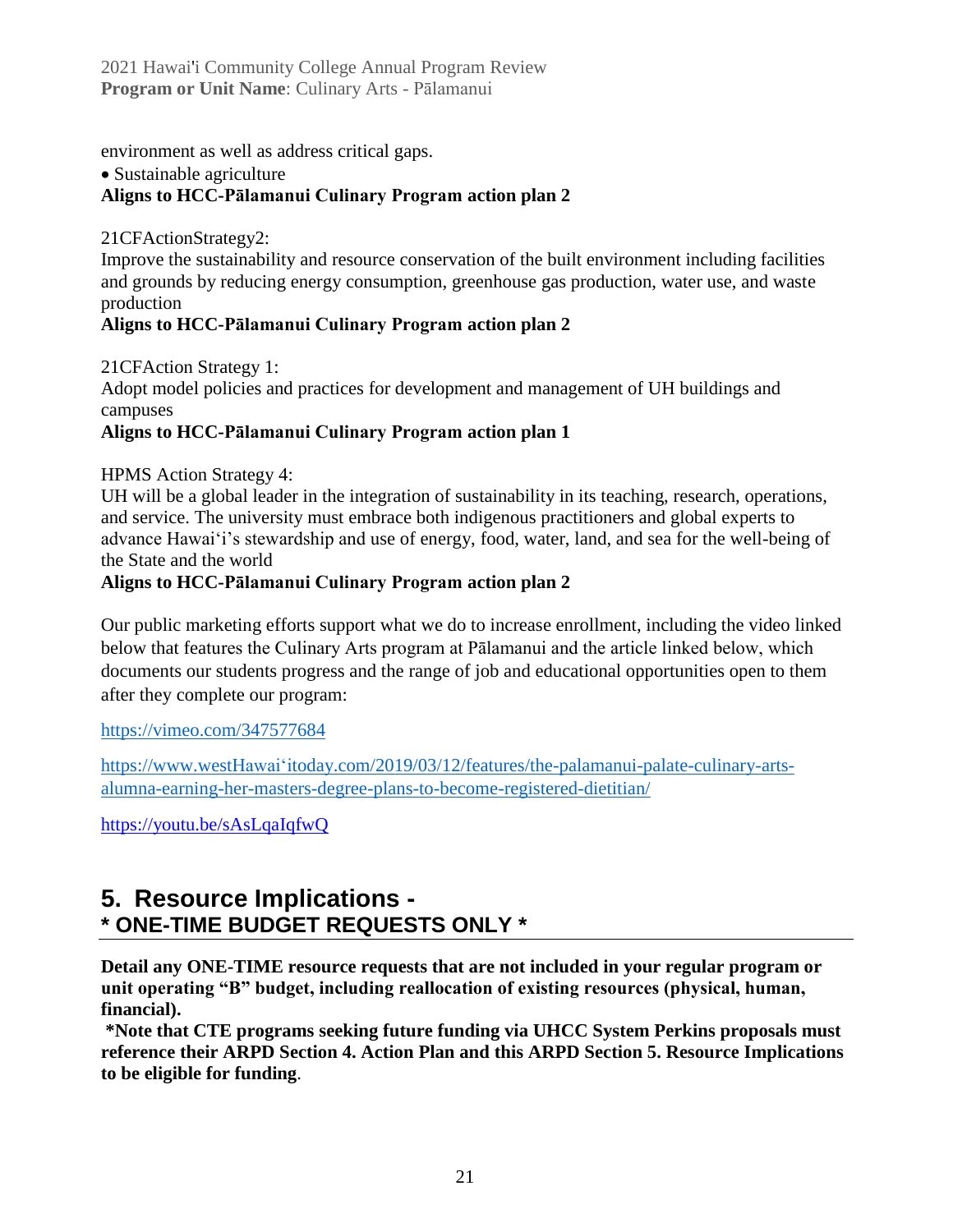environment as well as address critical gaps.

- Sustainable agriculture

**Aligns to HCC-Pālamanui Culinary Program action plan 2**

21CFActionStrategy2:
Improve the sustainability and resource conservation of the built environment including facilities and grounds by reducing energy consumption, greenhouse gas production, water use, and waste production
**Aligns to HCC-Pālamanui Culinary Program action plan 2**

21CFAction Strategy 1:
Adopt model policies and practices for development and management of UH buildings and campuses
**Aligns to HCC-Pālamanui Culinary Program action plan 1**

HPMS Action Strategy 4:
UH will be a global leader in the integration of sustainability in its teaching, research, operations, and service. The university must embrace both indigenous practitioners and global experts to advance Hawaiʻi's stewardship and use of energy, food, water, land, and sea for the well-being of the State and the world
**Aligns to HCC-Pālamanui Culinary Program action plan 2**

Our public marketing efforts support what we do to increase enrollment, including the video linked below that features the Culinary Arts program at Pālamanui and the article linked below, which documents our students progress and the range of job and educational opportunities open to them after they complete our program:

https://vimeo.com/347577684

https://www.westHawaiʻitoday.com/2019/03/12/features/the-palamanui-palate-culinary-arts-alumna-earning-her-masters-degree-plans-to-become-registered-dietitian/

https://youtu.be/sAsLqaIqfwQ

## 5. Resource Implications - * ONE-TIME BUDGET REQUESTS ONLY *

**Detail any ONE-TIME resource requests that are not included in your regular program or unit operating "B" budget, including reallocation of existing resources (physical, human, financial).**

**\*Note that CTE programs seeking future funding via UHCC System Perkins proposals must reference their ARPD Section 4. Action Plan and this ARPD Section 5. Resource Implications to be eligible for funding**.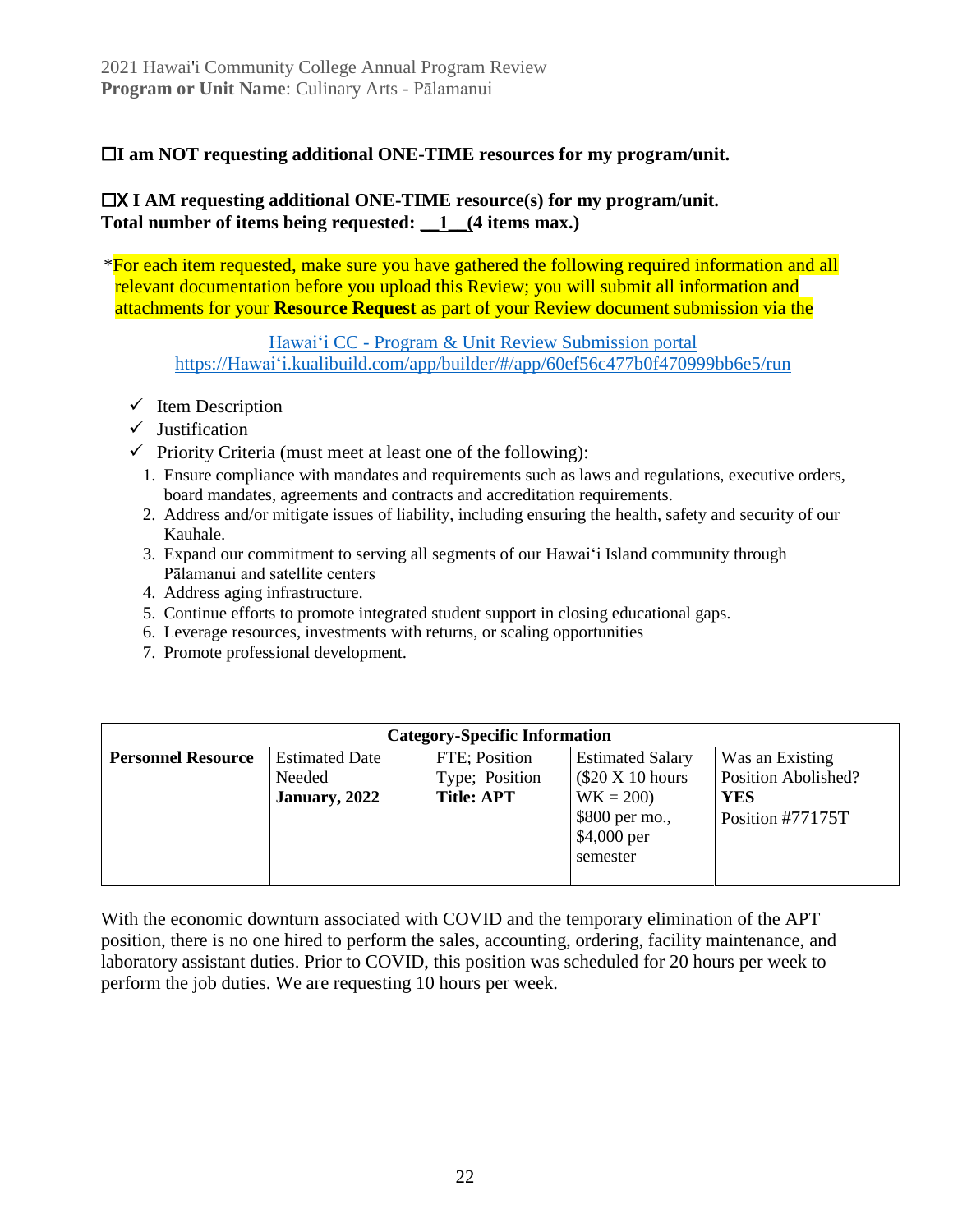☐I am NOT requesting additional ONE-TIME resources for my program/unit.

☐X I AM requesting additional ONE-TIME resource(s) for my program/unit.
**Total number of items being requested: __1__(4 items max.)**

*For each item requested, make sure you have gathered the following required information and all relevant documentation before you upload this Review; you will submit all information and attachments for your **Resource Request** as part of your Review document submission via the

[Hawaiʻi CC - Program & Unit Review Submission portal](https://Hawaiʻi.kualibuild.com/app/builder/#/app/60ef56c477b0f470999bb6e5/run)
https://Hawaiʻi.kualibuild.com/app/builder/#/app/60ef56c477b0f470999bb6e5/run

- ✓ Item Description
- ✓ Justification
- ✓ Priority Criteria (must meet at least one of the following):

1. Ensure compliance with mandates and requirements such as laws and regulations, executive orders, board mandates, agreements and contracts and accreditation requirements.
2. Address and/or mitigate issues of liability, including ensuring the health, safety and security of our Kauhale.
3. Expand our commitment to serving all segments of our Hawaiʻi Island community through Pālamanui and satellite centers
4. Address aging infrastructure.
5. Continue efforts to promote integrated student support in closing educational gaps.
6. Leverage resources, investments with returns, or scaling opportunities
7. Promote professional development.

| **Category-Specific Information** | | | | |
|---|---|---|---|---|
| **Personnel Resource** | Estimated Date Needed **January, 2022** | FTE; Position Type; Position **Title: APT** | Estimated Salary ($20 X 10 hours WK = 200) $800 per mo., $4,000 per semester | Was an Existing Position Abolished? **YES** Position #77175T |

With the economic downturn associated with COVID and the temporary elimination of the APT position, there is no one hired to perform the sales, accounting, ordering, facility maintenance, and laboratory assistant duties. Prior to COVID, this position was scheduled for 20 hours per week to perform the job duties. We are requesting 10 hours per week.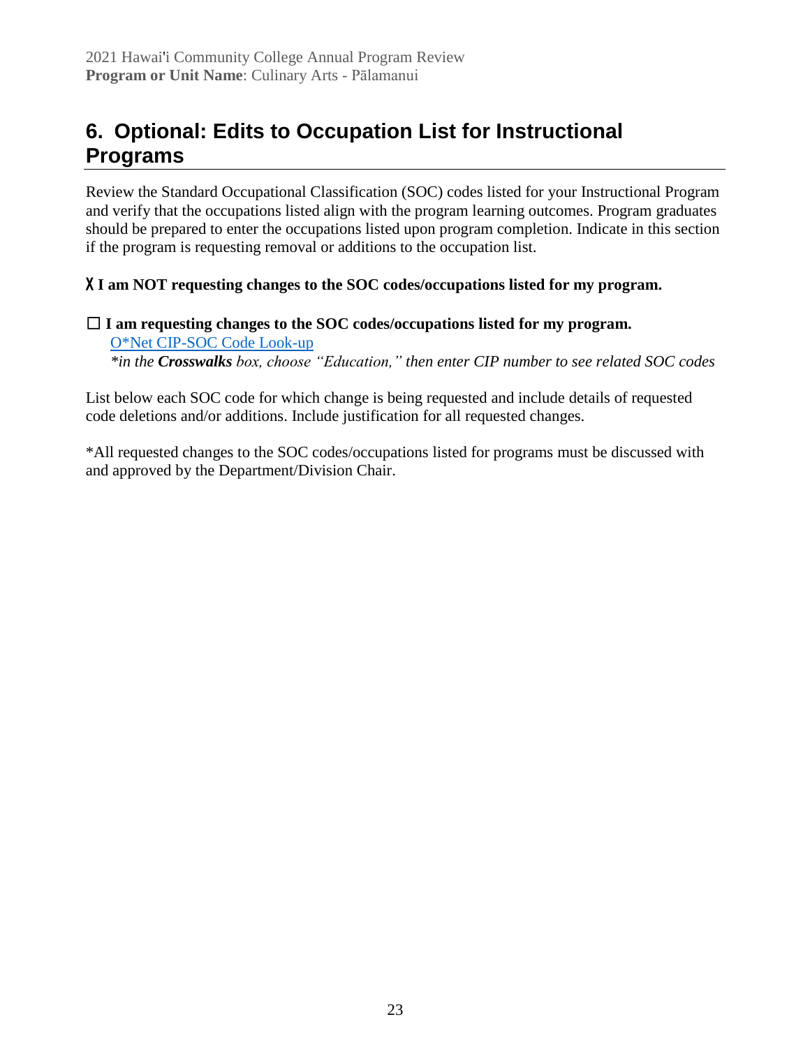## 6. Optional: Edits to Occupation List for Instructional Programs

Review the Standard Occupational Classification (SOC) codes listed for your Instructional Program and verify that the occupations listed align with the program learning outcomes. Program graduates should be prepared to enter the occupations listed upon program completion. Indicate in this section if the program is requesting removal or additions to the occupation list.

**X I am NOT requesting changes to the SOC codes/occupations listed for my program.**

**☐ I am requesting changes to the SOC codes/occupations listed for my program.**

O*Net CIP-SOC Code Look-up

*\*in the **Crosswalks** box, choose "Education," then enter CIP number to see related SOC codes*

List below each SOC code for which change is being requested and include details of requested code deletions and/or additions. Include justification for all requested changes.

*All requested changes to the SOC codes/occupations listed for programs must be discussed with and approved by the Department/Division Chair.